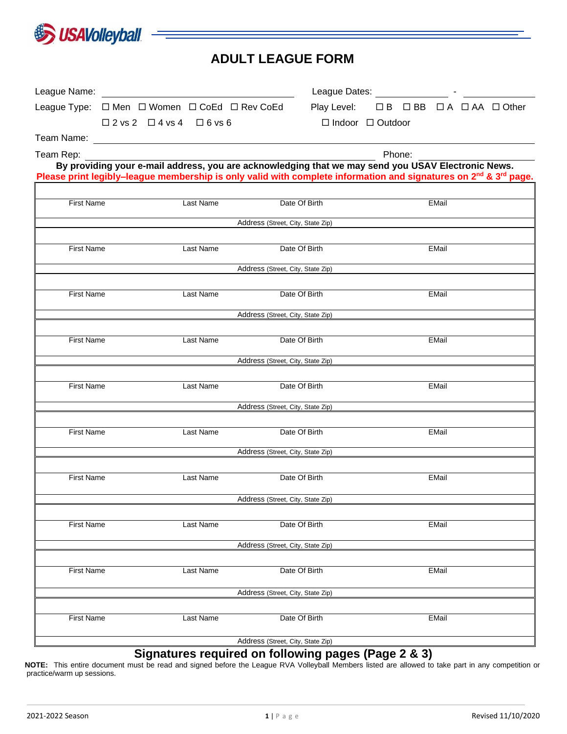USAVolleyball

# ADULT LEAGUE FORM

League Name: ______________________ League Dates: ____________ - ____________

League Type: ☐ Men ☐ Women ☐ CoEd ☐ Rev CoEd Play Level: ☐ B ☐ BB ☐ A ☐ AA ☐ Other

☐ 2 vs 2 ☐ 4 vs 4 ☐ 6 vs 6 ☐ Indoor ☐ Outdoor

Team Name: ______________________________________________

Team Rep: ______________________________ Phone: ______________

**By providing your e-mail address, you are acknowledging that we may send you USAV Electronic News.**

**Please print legibly–league membership is only valid with complete information and signatures on 2nd & 3rd page.**

| First Name | Last Name | Date Of Birth | EMail |
|---|---|---|---|
| Address (Street, City, State Zip) | | | |
| First Name | Last Name | Date Of Birth | EMail |
| Address (Street, City, State Zip) | | | |
| First Name | Last Name | Date Of Birth | EMail |
| Address (Street, City, State Zip) | | | |
| First Name | Last Name | Date Of Birth | EMail |
| Address (Street, City, State Zip) | | | |
| First Name | Last Name | Date Of Birth | EMail |
| Address (Street, City, State Zip) | | | |
| First Name | Last Name | Date Of Birth | EMail |
| Address (Street, City, State Zip) | | | |
| First Name | Last Name | Date Of Birth | EMail |
| Address (Street, City, State Zip) | | | |
| First Name | Last Name | Date Of Birth | EMail |
| Address (Street, City, State Zip) | | | |
| First Name | Last Name | Date Of Birth | EMail |
| Address (Street, City, State Zip) | | | |
| First Name | Last Name | Date Of Birth | EMail |
| Address (Street, City, State Zip) | | | |

## Signatures required on following pages (Page 2 & 3)

**NOTE:** This entire document must be read and signed before the League RVA Volleyball Members listed are allowed to take part in any competition or practice/warm up sessions.

2021-2022 Season Revised 11/10/2020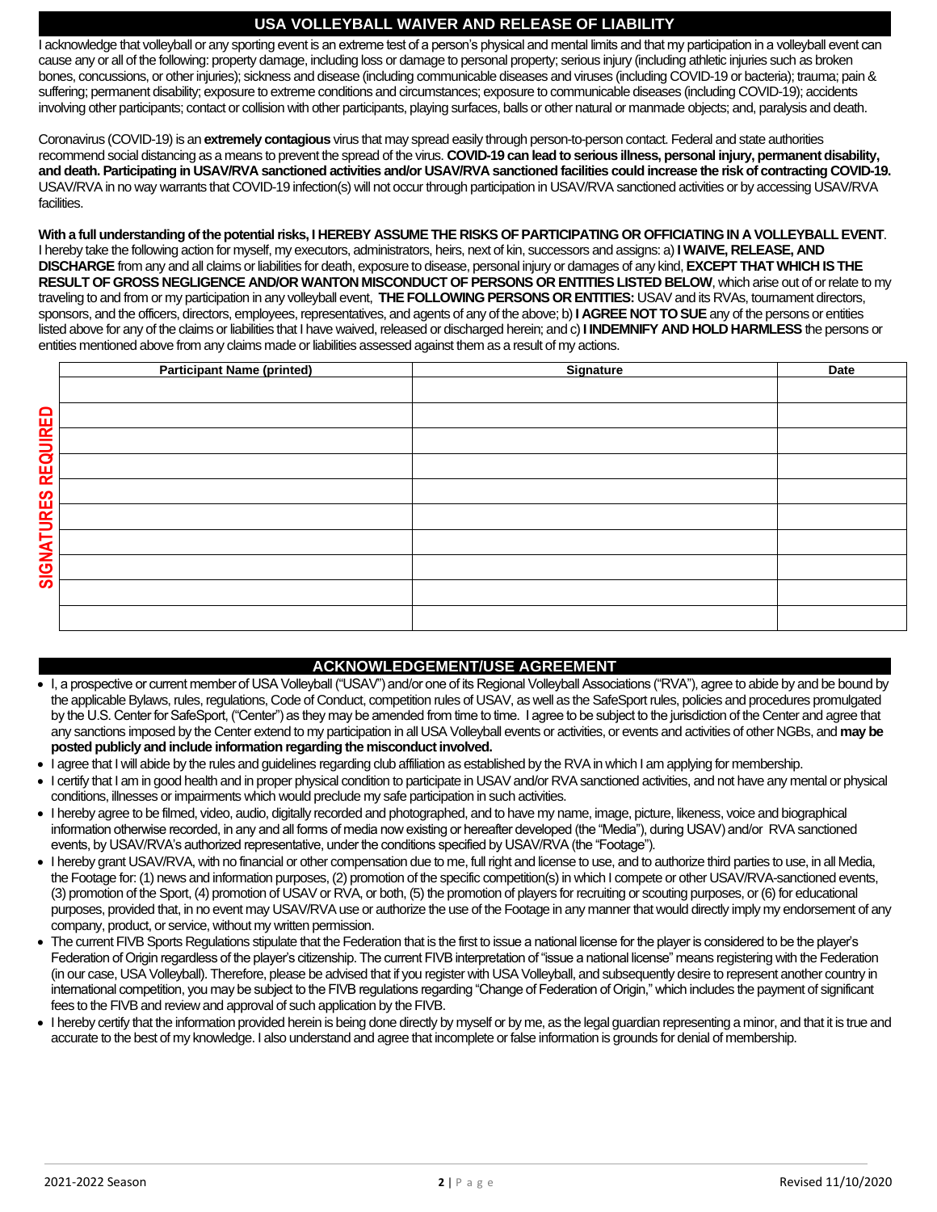## USA VOLLEYBALL WAIVER AND RELEASE OF LIABILITY

I acknowledge that volleyball or any sporting event is an extreme test of a person's physical and mental limits and that my participation in a volleyball event can cause any or all of the following: property damage, including loss or damage to personal property; serious injury (including athletic injuries such as broken bones, concussions, or other injuries); sickness and disease (including communicable diseases and viruses (including COVID-19 or bacteria); trauma; pain & suffering; permanent disability; exposure to extreme conditions and circumstances; exposure to communicable diseases (including COVID-19); accidents involving other participants; contact or collision with other participants, playing surfaces, balls or other natural or manmade objects; and, paralysis and death.

Coronavirus (COVID-19) is an **extremely contagious** virus that may spread easily through person-to-person contact. Federal and state authorities recommend social distancing as a means to prevent the spread of the virus. **COVID-19 can lead to serious illness, personal injury, permanent disability, and death. Participating in USAV/RVA sanctioned activities and/or USAV/RVA sanctioned facilities could increase the risk of contracting COVID-19.** USAV/RVA in no way warrants that COVID-19 infection(s) will not occur through participation in USAV/RVA sanctioned activities or by accessing USAV/RVA facilities.

**With a full understanding of the potential risks, I HEREBY ASSUME THE RISKS OF PARTICIPATING OR OFFICIATING IN A VOLLEYBALL EVENT**. I hereby take the following action for myself, my executors, administrators, heirs, next of kin, successors and assigns: a) **I WAIVE, RELEASE, AND DISCHARGE** from any and all claims or liabilities for death, exposure to disease, personal injury or damages of any kind, **EXCEPT THAT WHICH IS THE RESULT OF GROSS NEGLIGENCE AND/OR WANTON MISCONDUCT OF PERSONS OR ENTITIES LISTED BELOW**, which arise out of or relate to my traveling to and from or my participation in any volleyball event, **THE FOLLOWING PERSONS OR ENTITIES:** USAV and its RVAs, tournament directors, sponsors, and the officers, directors, employees, representatives, and agents of any of the above; b) **I AGREE NOT TO SUE** any of the persons or entities listed above for any of the claims or liabilities that I have waived, released or discharged herein; and c) **I INDEMNIFY AND HOLD HARMLESS** the persons or entities mentioned above from any claims made or liabilities assessed against them as a result of my actions.

**SIGNATURES REQUIRED**

| Participant Name (printed) | Signature | Date |
|---|---|---|
| | | |
| | | |
| | | |
| | | |
| | | |
| | | |
| | | |
| | | |
| | | |
| | | |

## ACKNOWLEDGEMENT/USE AGREEMENT

- I, a prospective or current member of USA Volleyball ("USAV") and/or one of its Regional Volleyball Associations ("RVA"), agree to abide by and be bound by the applicable Bylaws, rules, regulations, Code of Conduct, competition rules of USAV, as well as the SafeSport rules, policies and procedures promulgated by the U.S. Center for SafeSport, ("Center") as they may be amended from time to time. I agree to be subject to the jurisdiction of the Center and agree that any sanctions imposed by the Center extend to my participation in all USA Volleyball events or activities, or events and activities of other NGBs, and **may be posted publicly and include information regarding the misconduct involved.**
- I agree that I will abide by the rules and guidelines regarding club affiliation as established by the RVA in which I am applying for membership.
- I certify that I am in good health and in proper physical condition to participate in USAV and/or RVA sanctioned activities, and not have any mental or physical conditions, illnesses or impairments which would preclude my safe participation in such activities.
- I hereby agree to be filmed, video, audio, digitally recorded and photographed, and to have my name, image, picture, likeness, voice and biographical information otherwise recorded, in any and all forms of media now existing or hereafter developed (the "Media"), during USAV) and/or RVA sanctioned events, by USAV/RVA's authorized representative, under the conditions specified by USAV/RVA (the "Footage").
- I hereby grant USAV/RVA, with no financial or other compensation due to me, full right and license to use, and to authorize third parties to use, in all Media, the Footage for: (1) news and information purposes, (2) promotion of the specific competition(s) in which I compete or other USAV/RVA-sanctioned events, (3) promotion of the Sport, (4) promotion of USAV or RVA, or both, (5) the promotion of players for recruiting or scouting purposes, or (6) for educational purposes, provided that, in no event may USAV/RVA use or authorize the use of the Footage in any manner that would directly imply my endorsement of any company, product, or service, without my written permission.
- The current FIVB Sports Regulations stipulate that the Federation that is the first to issue a national license for the player is considered to be the player's Federation of Origin regardless of the player's citizenship. The current FIVB interpretation of "issue a national license" means registering with the Federation (in our case, USA Volleyball). Therefore, please be advised that if you register with USA Volleyball, and subsequently desire to represent another country in international competition, you may be subject to the FIVB regulations regarding "Change of Federation of Origin," which includes the payment of significant fees to the FIVB and review and approval of such application by the FIVB.
- I hereby certify that the information provided herein is being done directly by myself or by me, as the legal guardian representing a minor, and that it is true and accurate to the best of my knowledge. I also understand and agree that incomplete or false information is grounds for denial of membership.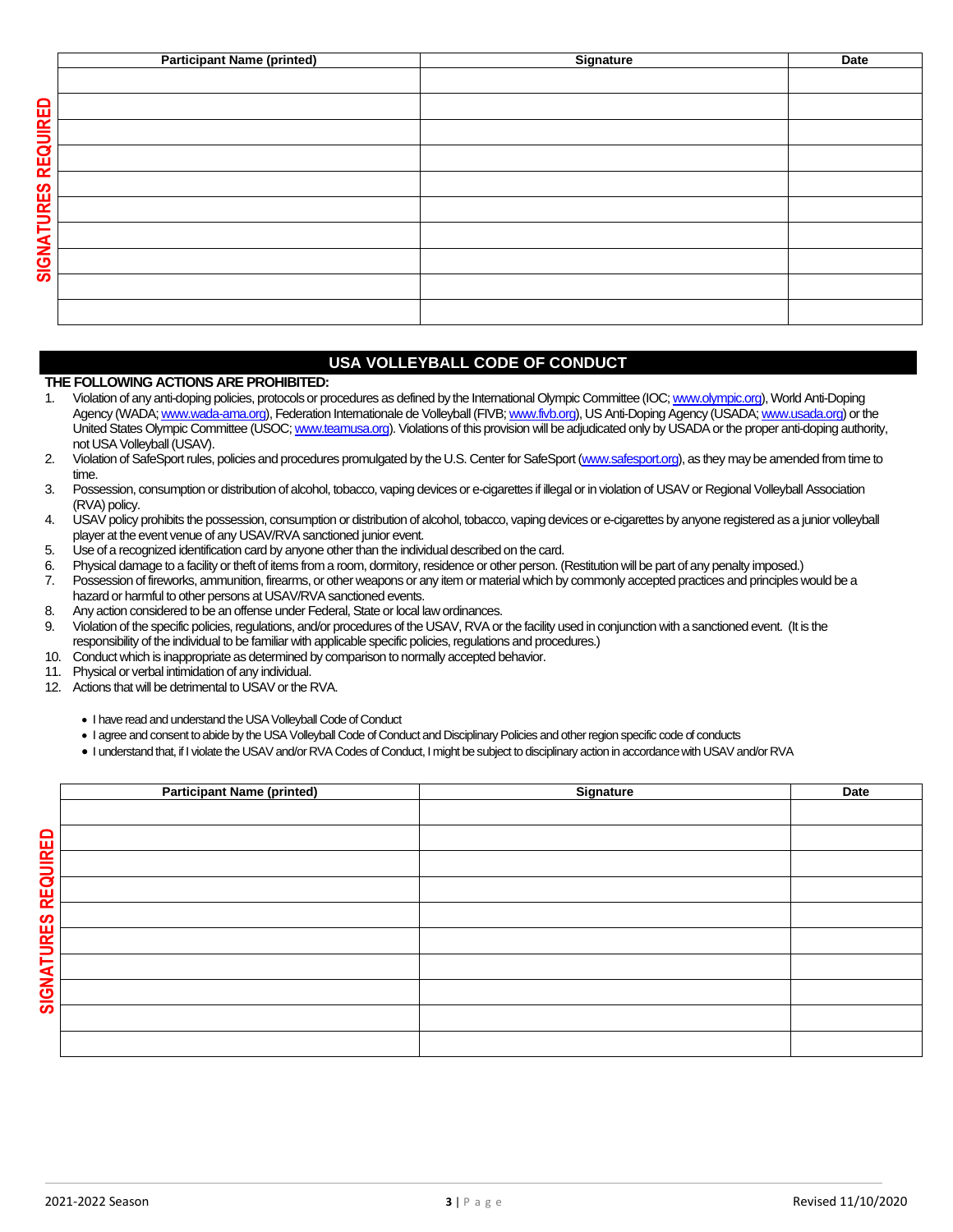SIGNATURES REQUIRED

| Participant Name (printed) | Signature | Date |
|---|---|---|
| | | |
| | | |
| | | |
| | | |
| | | |
| | | |
| | | |
| | | |
| | | |
| | | |

## USA VOLLEYBALL CODE OF CONDUCT

**THE FOLLOWING ACTIONS ARE PROHIBITED:**

1. Violation of any anti-doping policies, protocols or procedures as defined by the International Olympic Committee (IOC; www.olympic.org), World Anti-Doping Agency (WADA; www.wada-ama.org), Federation Internationale de Volleyball (FIVB; www.fivb.org), US Anti-Doping Agency (USADA; www.usada.org) or the United States Olympic Committee (USOC; www.teamusa.org). Violations of this provision will be adjudicated only by USADA or the proper anti-doping authority, not USA Volleyball (USAV).
2. Violation of SafeSport rules, policies and procedures promulgated by the U.S. Center for SafeSport (www.safesport.org), as they may be amended from time to time.
3. Possession, consumption or distribution of alcohol, tobacco, vaping devices or e-cigarettes if illegal or in violation of USAV or Regional Volleyball Association (RVA) policy.
4. USAV policy prohibits the possession, consumption or distribution of alcohol, tobacco, vaping devices or e-cigarettes by anyone registered as a junior volleyball player at the event venue of any USAV/RVA sanctioned junior event.
5. Use of a recognized identification card by anyone other than the individual described on the card.
6. Physical damage to a facility or theft of items from a room, dormitory, residence or other person. (Restitution will be part of any penalty imposed.)
7. Possession of fireworks, ammunition, firearms, or other weapons or any item or material which by commonly accepted practices and principles would be a hazard or harmful to other persons at USAV/RVA sanctioned events.
8. Any action considered to be an offense under Federal, State or local law ordinances.
9. Violation of the specific policies, regulations, and/or procedures of the USAV, RVA or the facility used in conjunction with a sanctioned event. (It is the responsibility of the individual to be familiar with applicable specific policies, regulations and procedures.)
10. Conduct which is inappropriate as determined by comparison to normally accepted behavior.
11. Physical or verbal intimidation of any individual.
12. Actions that will be detrimental to USAV or the RVA.

- I have read and understand the USA Volleyball Code of Conduct
- I agree and consent to abide by the USA Volleyball Code of Conduct and Disciplinary Policies and other region specific code of conducts
- I understand that, if I violate the USAV and/or RVA Codes of Conduct, I might be subject to disciplinary action in accordance with USAV and/or RVA

SIGNATURES REQUIRED

| Participant Name (printed) | Signature | Date |
|---|---|---|
| | | |
| | | |
| | | |
| | | |
| | | |
| | | |
| | | |
| | | |
| | | |
| | | |

2021-2022 Season

Revised 11/10/2020